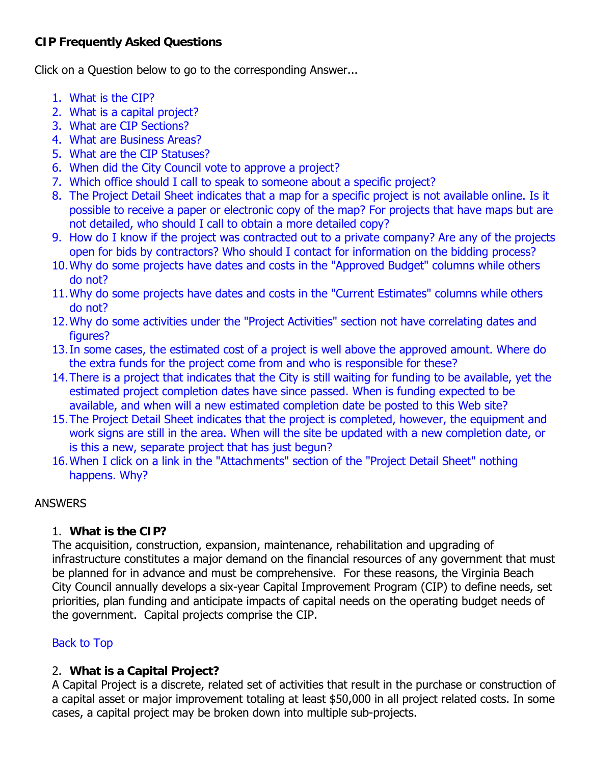**CIP Frequently Asked Questions**

Click on a Question below to go to the corresponding Answer...

1. What is the CIP?
2. What is a capital project?
3. What are CIP Sections?
4. What are Business Areas?
5. What are the CIP Statuses?
6. When did the City Council vote to approve a project?
7. Which office should I call to speak to someone about a specific project?
8. The Project Detail Sheet indicates that a map for a specific project is not available online. Is it possible to receive a paper or electronic copy of the map? For projects that have maps but are not detailed, who should I call to obtain a more detailed copy?
9. How do I know if the project was contracted out to a private company? Are any of the projects open for bids by contractors? Who should I contact for information on the bidding process?
10. Why do some projects have dates and costs in the "Approved Budget" columns while others do not?
11. Why do some projects have dates and costs in the "Current Estimates" columns while others do not?
12. Why do some activities under the "Project Activities" section not have correlating dates and figures?
13. In some cases, the estimated cost of a project is well above the approved amount. Where do the extra funds for the project come from and who is responsible for these?
14. There is a project that indicates that the City is still waiting for funding to be available, yet the estimated project completion dates have since passed. When is funding expected to be available, and when will a new estimated completion date be posted to this Web site?
15. The Project Detail Sheet indicates that the project is completed, however, the equipment and work signs are still in the area. When will the site be updated with a new completion date, or is this a new, separate project that has just begun?
16. When I click on a link in the "Attachments" section of the "Project Detail Sheet" nothing happens. Why?

ANSWERS

1. **What is the CIP?**
The acquisition, construction, expansion, maintenance, rehabilitation and upgrading of infrastructure constitutes a major demand on the financial resources of any government that must be planned for in advance and must be comprehensive. For these reasons, the Virginia Beach City Council annually develops a six-year Capital Improvement Program (CIP) to define needs, set priorities, plan funding and anticipate impacts of capital needs on the operating budget needs of the government. Capital projects comprise the CIP.

Back to Top

2. **What is a Capital Project?**
A Capital Project is a discrete, related set of activities that result in the purchase or construction of a capital asset or major improvement totaling at least $50,000 in all project related costs. In some cases, a capital project may be broken down into multiple sub-projects.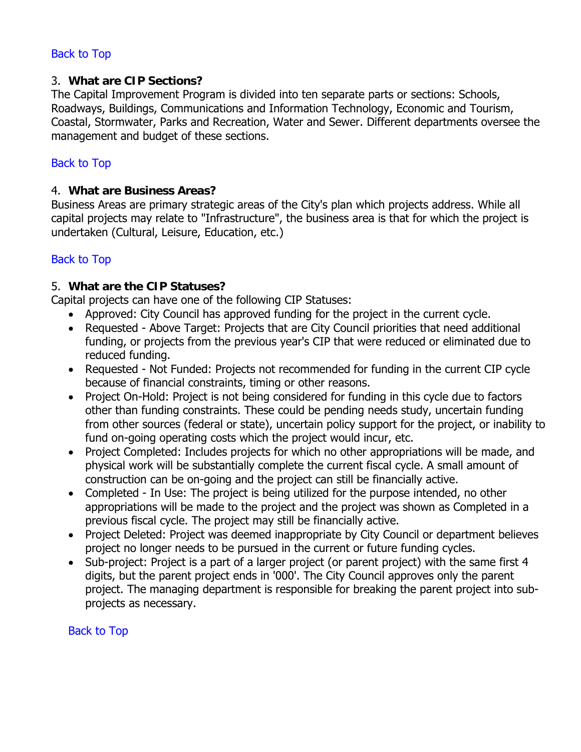Back to Top

3. **What are CIP Sections?**
The Capital Improvement Program is divided into ten separate parts or sections: Schools, Roadways, Buildings, Communications and Information Technology, Economic and Tourism, Coastal, Stormwater, Parks and Recreation, Water and Sewer. Different departments oversee the management and budget of these sections.

Back to Top

4. **What are Business Areas?**
Business Areas are primary strategic areas of the City's plan which projects address. While all capital projects may relate to "Infrastructure", the business area is that for which the project is undertaken (Cultural, Leisure, Education, etc.)

Back to Top

5. **What are the CIP Statuses?**
Capital projects can have one of the following CIP Statuses:

- Approved: City Council has approved funding for the project in the current cycle.
- Requested - Above Target: Projects that are City Council priorities that need additional funding, or projects from the previous year's CIP that were reduced or eliminated due to reduced funding.
- Requested - Not Funded: Projects not recommended for funding in the current CIP cycle because of financial constraints, timing or other reasons.
- Project On-Hold: Project is not being considered for funding in this cycle due to factors other than funding constraints. These could be pending needs study, uncertain funding from other sources (federal or state), uncertain policy support for the project, or inability to fund on-going operating costs which the project would incur, etc.
- Project Completed: Includes projects for which no other appropriations will be made, and physical work will be substantially complete the current fiscal cycle. A small amount of construction can be on-going and the project can still be financially active.
- Completed - In Use: The project is being utilized for the purpose intended, no other appropriations will be made to the project and the project was shown as Completed in a previous fiscal cycle. The project may still be financially active.
- Project Deleted: Project was deemed inappropriate by City Council or department believes project no longer needs to be pursued in the current or future funding cycles.
- Sub-project: Project is a part of a larger project (or parent project) with the same first 4 digits, but the parent project ends in '000'. The City Council approves only the parent project. The managing department is responsible for breaking the parent project into sub-projects as necessary.

Back to Top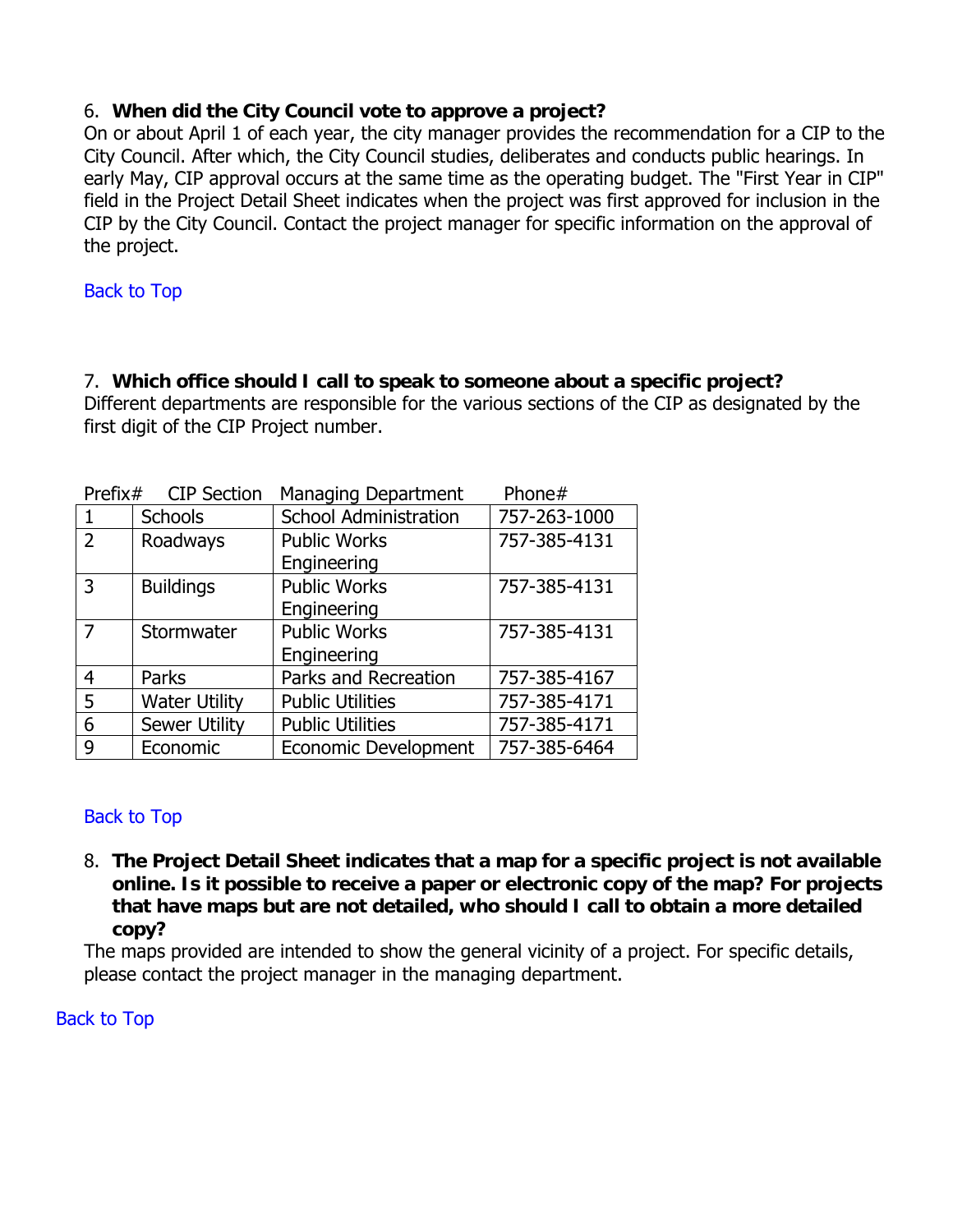6. **When did the City Council vote to approve a project?**

On or about April 1 of each year, the city manager provides the recommendation for a CIP to the City Council. After which, the City Council studies, deliberates and conducts public hearings. In early May, CIP approval occurs at the same time as the operating budget. The "First Year in CIP" field in the Project Detail Sheet indicates when the project was first approved for inclusion in the CIP by the City Council. Contact the project manager for specific information on the approval of the project.

Back to Top

7. **Which office should I call to speak to someone about a specific project?**

Different departments are responsible for the various sections of the CIP as designated by the first digit of the CIP Project number.

| Prefix# | CIP Section | Managing Department | Phone# |
|---|---|---|---|
| 1 | Schools | School Administration | 757-263-1000 |
| 2 | Roadways | Public Works Engineering | 757-385-4131 |
| 3 | Buildings | Public Works Engineering | 757-385-4131 |
| 7 | Stormwater | Public Works Engineering | 757-385-4131 |
| 4 | Parks | Parks and Recreation | 757-385-4167 |
| 5 | Water Utility | Public Utilities | 757-385-4171 |
| 6 | Sewer Utility | Public Utilities | 757-385-4171 |
| 9 | Economic | Economic Development | 757-385-6464 |

Back to Top

8. **The Project Detail Sheet indicates that a map for a specific project is not available online. Is it possible to receive a paper or electronic copy of the map? For projects that have maps but are not detailed, who should I call to obtain a more detailed copy?**

The maps provided are intended to show the general vicinity of a project. For specific details, please contact the project manager in the managing department.

Back to Top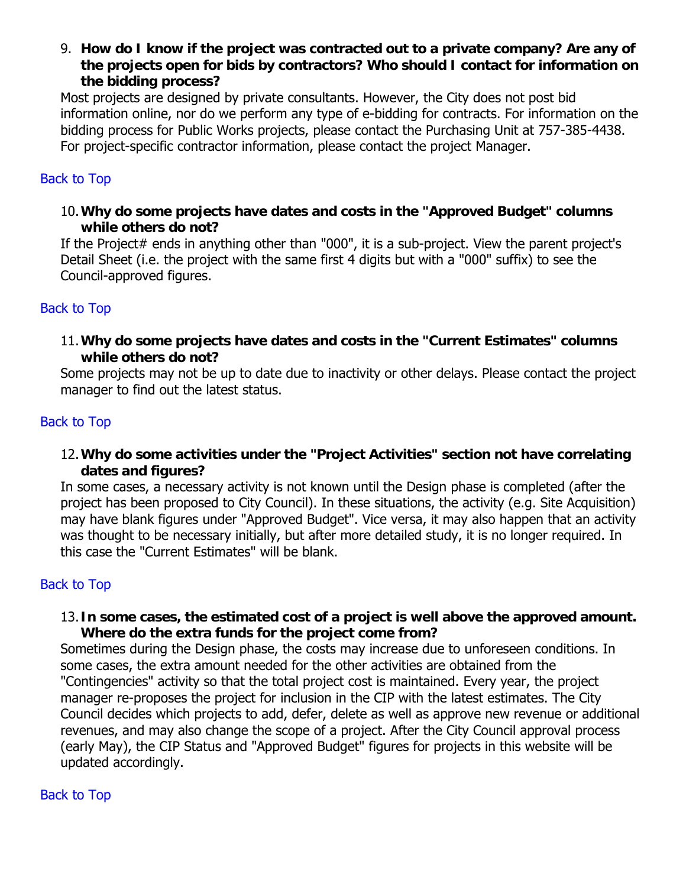9. **How do I know if the project was contracted out to a private company? Are any of the projects open for bids by contractors? Who should I contact for information on the bidding process?**

Most projects are designed by private consultants. However, the City does not post bid information online, nor do we perform any type of e-bidding for contracts. For information on the bidding process for Public Works projects, please contact the Purchasing Unit at 757-385-4438. For project-specific contractor information, please contact the project Manager.

Back to Top

10. **Why do some projects have dates and costs in the "Approved Budget" columns while others do not?**

If the Project# ends in anything other than "000", it is a sub-project. View the parent project's Detail Sheet (i.e. the project with the same first 4 digits but with a "000" suffix) to see the Council-approved figures.

Back to Top

11. **Why do some projects have dates and costs in the "Current Estimates" columns while others do not?**

Some projects may not be up to date due to inactivity or other delays. Please contact the project manager to find out the latest status.

Back to Top

12. **Why do some activities under the "Project Activities" section not have correlating dates and figures?**

In some cases, a necessary activity is not known until the Design phase is completed (after the project has been proposed to City Council). In these situations, the activity (e.g. Site Acquisition) may have blank figures under "Approved Budget". Vice versa, it may also happen that an activity was thought to be necessary initially, but after more detailed study, it is no longer required. In this case the "Current Estimates" will be blank.

Back to Top

13. **In some cases, the estimated cost of a project is well above the approved amount. Where do the extra funds for the project come from?**

Sometimes during the Design phase, the costs may increase due to unforeseen conditions. In some cases, the extra amount needed for the other activities are obtained from the "Contingencies" activity so that the total project cost is maintained. Every year, the project manager re-proposes the project for inclusion in the CIP with the latest estimates. The City Council decides which projects to add, defer, delete as well as approve new revenue or additional revenues, and may also change the scope of a project. After the City Council approval process (early May), the CIP Status and "Approved Budget" figures for projects in this website will be updated accordingly.

Back to Top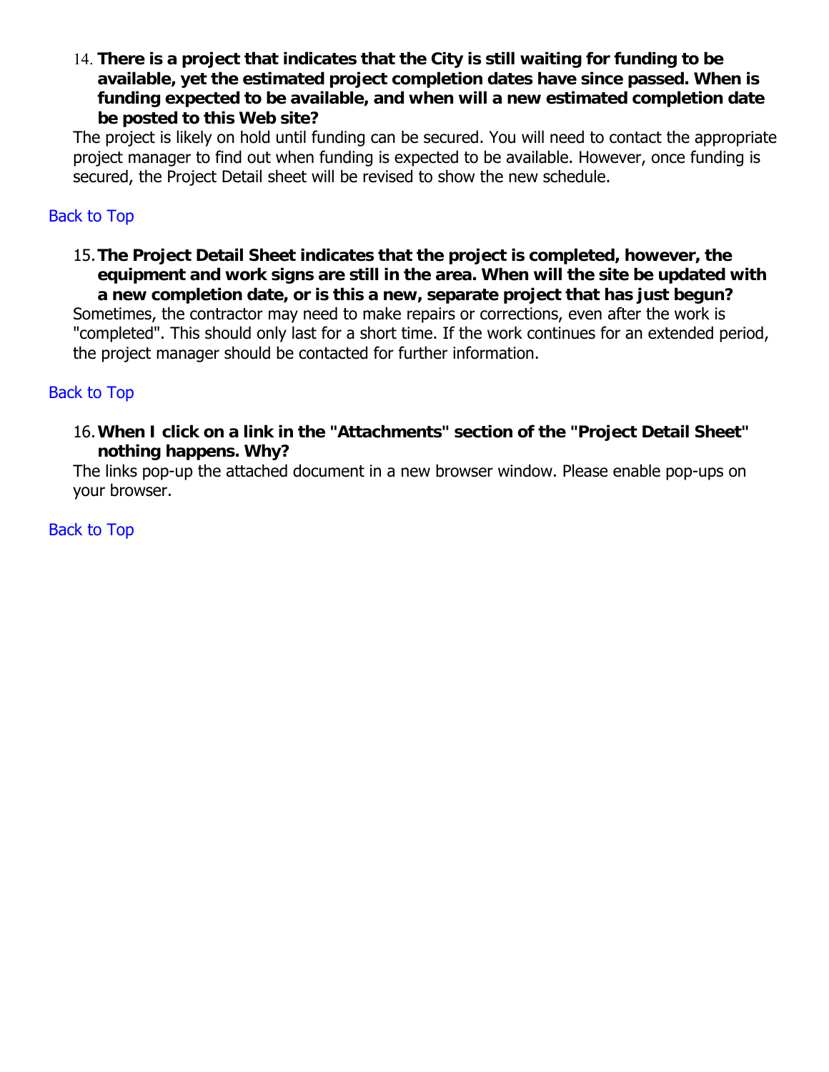14. **There is a project that indicates that the City is still waiting for funding to be available, yet the estimated project completion dates have since passed. When is funding expected to be available, and when will a new estimated completion date be posted to this Web site?**

The project is likely on hold until funding can be secured. You will need to contact the appropriate project manager to find out when funding is expected to be available. However, once funding is secured, the Project Detail sheet will be revised to show the new schedule.

Back to Top

15. **The Project Detail Sheet indicates that the project is completed, however, the equipment and work signs are still in the area. When will the site be updated with a new completion date, or is this a new, separate project that has just begun?**

Sometimes, the contractor may need to make repairs or corrections, even after the work is "completed". This should only last for a short time. If the work continues for an extended period, the project manager should be contacted for further information.

Back to Top

16. **When I click on a link in the "Attachments" section of the "Project Detail Sheet" nothing happens. Why?**

The links pop-up the attached document in a new browser window. Please enable pop-ups on your browser.

Back to Top